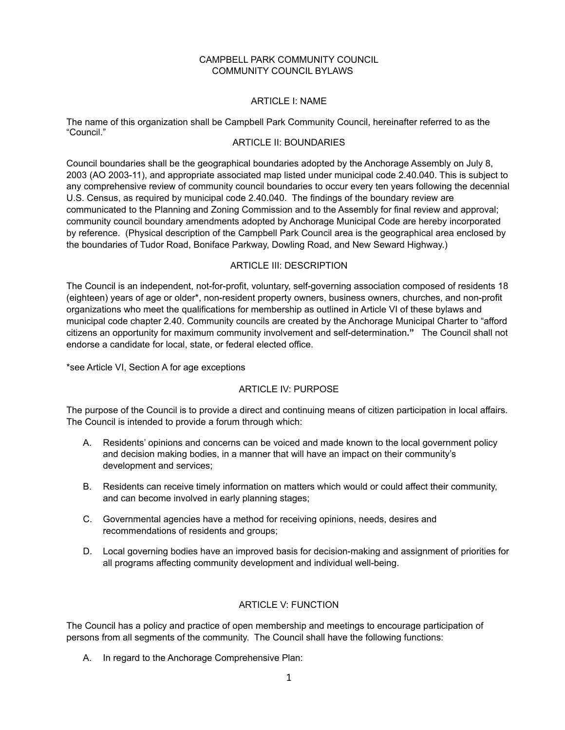# CAMPBELL PARK COMMUNITY COUNCIL
# COMMUNITY COUNCIL BYLAWS

## ARTICLE I: NAME

The name of this organization shall be Campbell Park Community Council, hereinafter referred to as the "Council."

## ARTICLE II: BOUNDARIES

Council boundaries shall be the geographical boundaries adopted by the Anchorage Assembly on July 8, 2003 (AO 2003-11), and appropriate associated map listed under municipal code 2.40.040. This is subject to any comprehensive review of community council boundaries to occur every ten years following the decennial U.S. Census, as required by municipal code 2.40.040. The findings of the boundary review are communicated to the Planning and Zoning Commission and to the Assembly for final review and approval; community council boundary amendments adopted by Anchorage Municipal Code are hereby incorporated by reference. (Physical description of the Campbell Park Council area is the geographical area enclosed by the boundaries of Tudor Road, Boniface Parkway, Dowling Road, and New Seward Highway.)

## ARTICLE III: DESCRIPTION

The Council is an independent, not-for-profit, voluntary, self-governing association composed of residents 18 (eighteen) years of age or older*, non-resident property owners, business owners, churches, and non-profit organizations who meet the qualifications for membership as outlined in Article VI of these bylaws and municipal code chapter 2.40. Community councils are created by the Anchorage Municipal Charter to "afford citizens an opportunity for maximum community involvement and self-determination**."** The Council shall not endorse a candidate for local, state, or federal elected office.

*see Article VI, Section A for age exceptions

## ARTICLE IV: PURPOSE

The purpose of the Council is to provide a direct and continuing means of citizen participation in local affairs. The Council is intended to provide a forum through which:

A. Residents' opinions and concerns can be voiced and made known to the local government policy and decision making bodies, in a manner that will have an impact on their community's development and services;

B. Residents can receive timely information on matters which would or could affect their community, and can become involved in early planning stages;

C. Governmental agencies have a method for receiving opinions, needs, desires and recommendations of residents and groups;

D. Local governing bodies have an improved basis for decision-making and assignment of priorities for all programs affecting community development and individual well-being.

## ARTICLE V: FUNCTION

The Council has a policy and practice of open membership and meetings to encourage participation of persons from all segments of the community. The Council shall have the following functions:

A. In regard to the Anchorage Comprehensive Plan: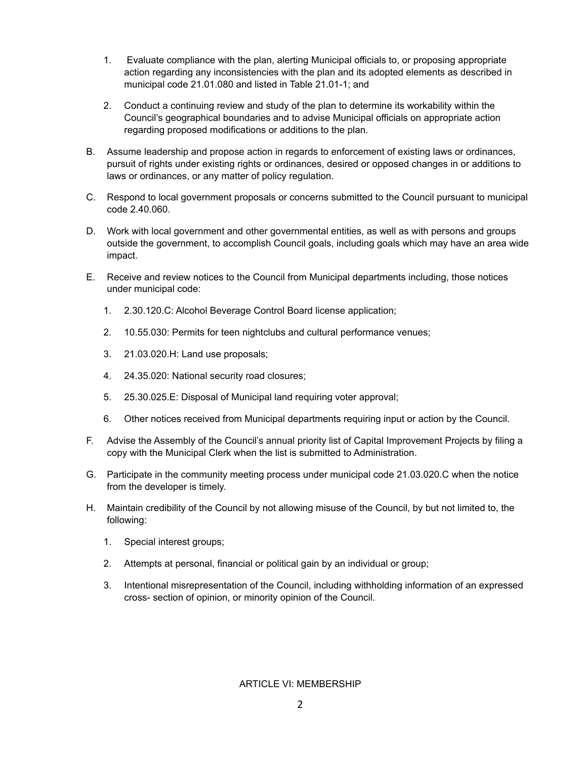1. Evaluate compliance with the plan, alerting Municipal officials to, or proposing appropriate action regarding any inconsistencies with the plan and its adopted elements as described in municipal code 21.01.080 and listed in Table 21.01-1; and

2. Conduct a continuing review and study of the plan to determine its workability within the Council's geographical boundaries and to advise Municipal officials on appropriate action regarding proposed modifications or additions to the plan.

B. Assume leadership and propose action in regards to enforcement of existing laws or ordinances, pursuit of rights under existing rights or ordinances, desired or opposed changes in or additions to laws or ordinances, or any matter of policy regulation.

C. Respond to local government proposals or concerns submitted to the Council pursuant to municipal code 2.40.060.

D. Work with local government and other governmental entities, as well as with persons and groups outside the government, to accomplish Council goals, including goals which may have an area wide impact.

E. Receive and review notices to the Council from Municipal departments including, those notices under municipal code:

1. 2.30.120.C: Alcohol Beverage Control Board license application;

2. 10.55.030: Permits for teen nightclubs and cultural performance venues;

3. 21.03.020.H: Land use proposals;

4. 24.35.020: National security road closures;

5. 25.30.025.E: Disposal of Municipal land requiring voter approval;

6. Other notices received from Municipal departments requiring input or action by the Council.

F. Advise the Assembly of the Council's annual priority list of Capital Improvement Projects by filing a copy with the Municipal Clerk when the list is submitted to Administration.

G. Participate in the community meeting process under municipal code 21.03.020.C when the notice from the developer is timely.

H. Maintain credibility of the Council by not allowing misuse of the Council, by but not limited to, the following:

1. Special interest groups;

2. Attempts at personal, financial or political gain by an individual or group;

3. Intentional misrepresentation of the Council, including withholding information of an expressed cross- section of opinion, or minority opinion of the Council.

## ARTICLE VI: MEMBERSHIP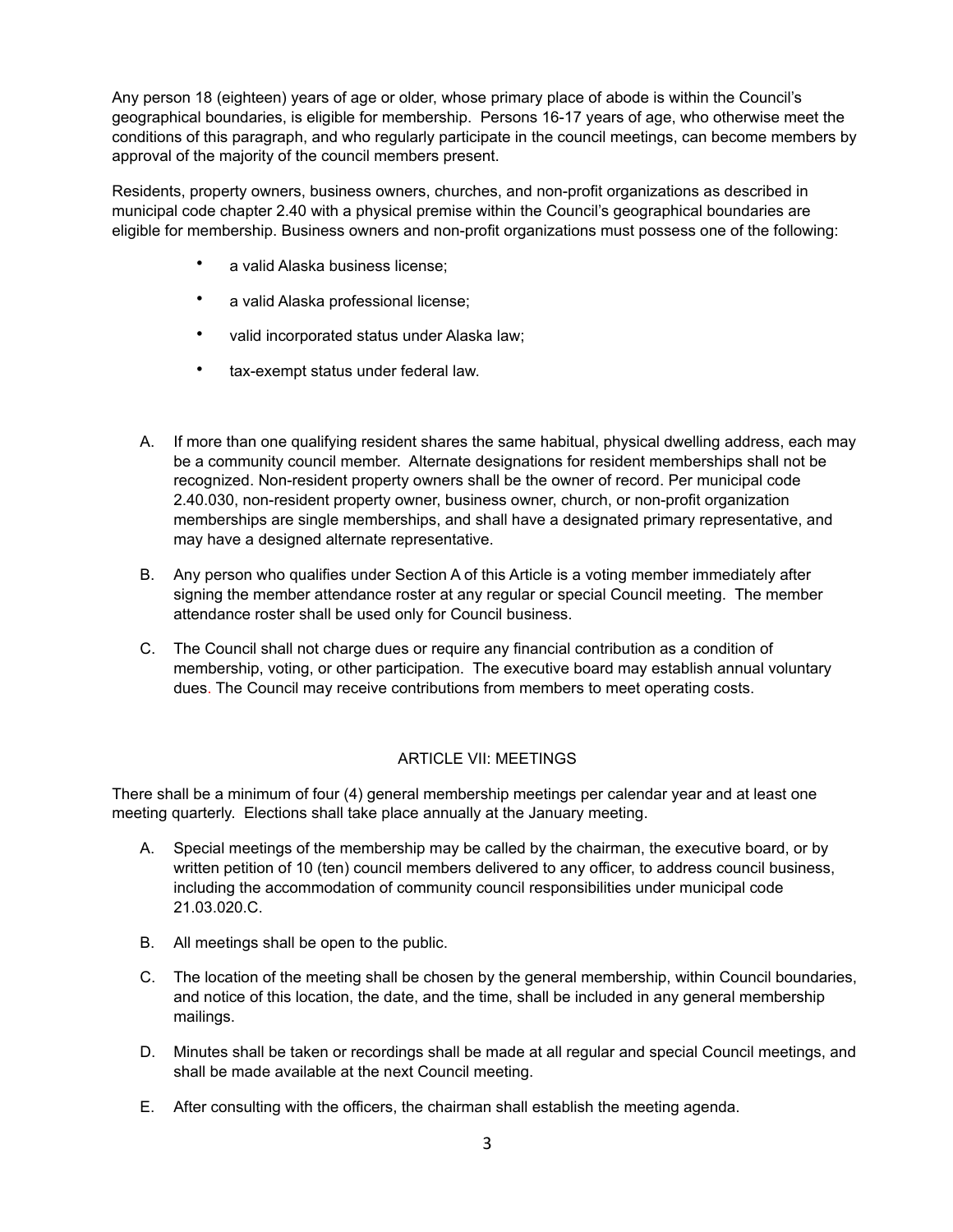Any person 18 (eighteen) years of age or older, whose primary place of abode is within the Council's geographical boundaries, is eligible for membership. Persons 16-17 years of age, who otherwise meet the conditions of this paragraph, and who regularly participate in the council meetings, can become members by approval of the majority of the council members present.

Residents, property owners, business owners, churches, and non-profit organizations as described in municipal code chapter 2.40 with a physical premise within the Council's geographical boundaries are eligible for membership. Business owners and non-profit organizations must possess one of the following:

- a valid Alaska business license;
- a valid Alaska professional license;
- valid incorporated status under Alaska law;
- tax-exempt status under federal law.

A. If more than one qualifying resident shares the same habitual, physical dwelling address, each may be a community council member. Alternate designations for resident memberships shall not be recognized. Non-resident property owners shall be the owner of record. Per municipal code 2.40.030, non-resident property owner, business owner, church, or non-profit organization memberships are single memberships, and shall have a designated primary representative, and may have a designed alternate representative.

B. Any person who qualifies under Section A of this Article is a voting member immediately after signing the member attendance roster at any regular or special Council meeting. The member attendance roster shall be used only for Council business.

C. The Council shall not charge dues or require any financial contribution as a condition of membership, voting, or other participation. The executive board may establish annual voluntary dues. The Council may receive contributions from members to meet operating costs.

## ARTICLE VII: MEETINGS

There shall be a minimum of four (4) general membership meetings per calendar year and at least one meeting quarterly. Elections shall take place annually at the January meeting.

A. Special meetings of the membership may be called by the chairman, the executive board, or by written petition of 10 (ten) council members delivered to any officer, to address council business, including the accommodation of community council responsibilities under municipal code 21.03.020.C.

B. All meetings shall be open to the public.

C. The location of the meeting shall be chosen by the general membership, within Council boundaries, and notice of this location, the date, and the time, shall be included in any general membership mailings.

D. Minutes shall be taken or recordings shall be made at all regular and special Council meetings, and shall be made available at the next Council meeting.

E. After consulting with the officers, the chairman shall establish the meeting agenda.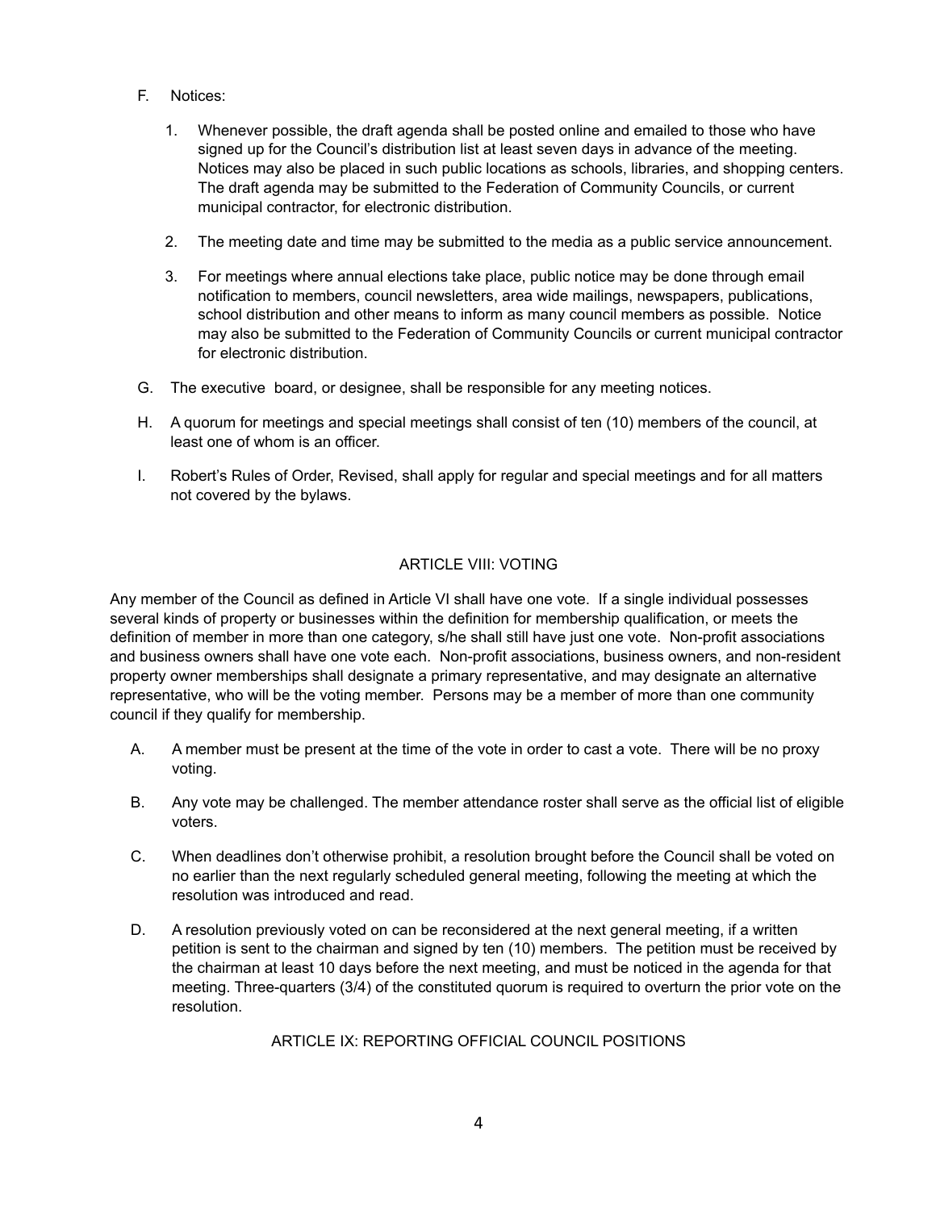F. Notices:

   1. Whenever possible, the draft agenda shall be posted online and emailed to those who have signed up for the Council's distribution list at least seven days in advance of the meeting. Notices may also be placed in such public locations as schools, libraries, and shopping centers. The draft agenda may be submitted to the Federation of Community Councils, or current municipal contractor, for electronic distribution.

   2. The meeting date and time may be submitted to the media as a public service announcement.

   3. For meetings where annual elections take place, public notice may be done through email notification to members, council newsletters, area wide mailings, newspapers, publications, school distribution and other means to inform as many council members as possible. Notice may also be submitted to the Federation of Community Councils or current municipal contractor for electronic distribution.

G. The executive board, or designee, shall be responsible for any meeting notices.

H. A quorum for meetings and special meetings shall consist of ten (10) members of the council, at least one of whom is an officer.

I. Robert's Rules of Order, Revised, shall apply for regular and special meetings and for all matters not covered by the bylaws.

## ARTICLE VIII: VOTING

Any member of the Council as defined in Article VI shall have one vote. If a single individual possesses several kinds of property or businesses within the definition for membership qualification, or meets the definition of member in more than one category, s/he shall still have just one vote. Non-profit associations and business owners shall have one vote each. Non-profit associations, business owners, and non-resident property owner memberships shall designate a primary representative, and may designate an alternative representative, who will be the voting member. Persons may be a member of more than one community council if they qualify for membership.

A. A member must be present at the time of the vote in order to cast a vote. There will be no proxy voting.

B. Any vote may be challenged. The member attendance roster shall serve as the official list of eligible voters.

C. When deadlines don't otherwise prohibit, a resolution brought before the Council shall be voted on no earlier than the next regularly scheduled general meeting, following the meeting at which the resolution was introduced and read.

D. A resolution previously voted on can be reconsidered at the next general meeting, if a written petition is sent to the chairman and signed by ten (10) members. The petition must be received by the chairman at least 10 days before the next meeting, and must be noticed in the agenda for that meeting. Three-quarters (3/4) of the constituted quorum is required to overturn the prior vote on the resolution.

## ARTICLE IX: REPORTING OFFICIAL COUNCIL POSITIONS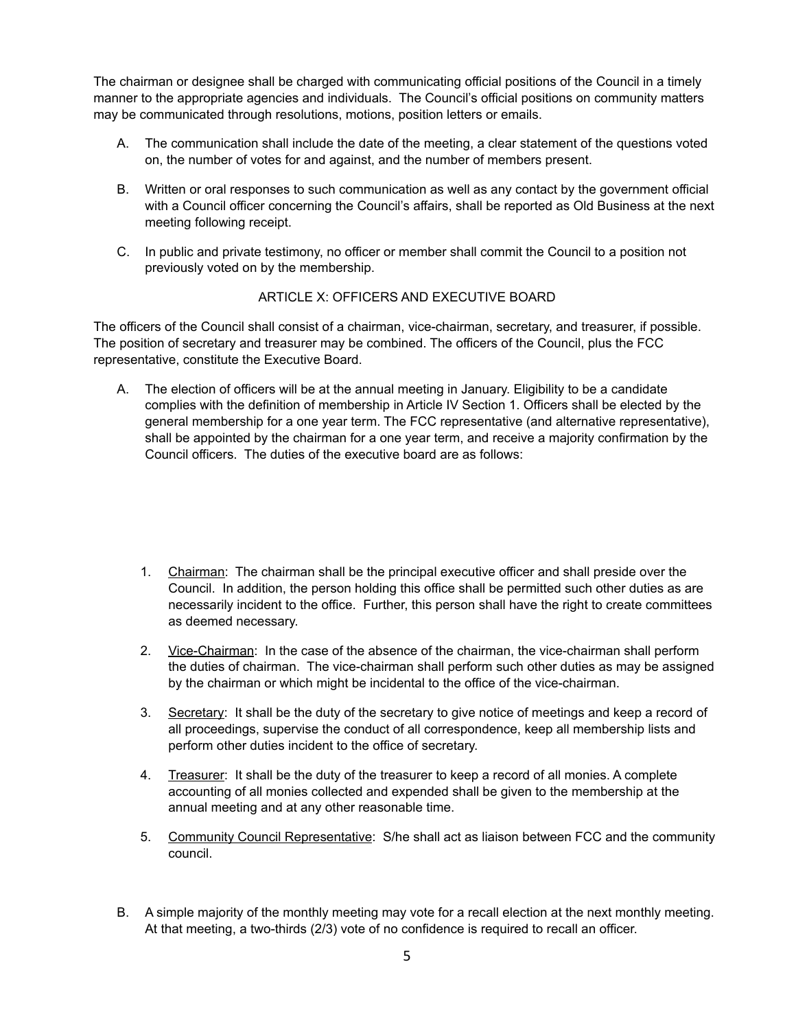The chairman or designee shall be charged with communicating official positions of the Council in a timely manner to the appropriate agencies and individuals. The Council's official positions on community matters may be communicated through resolutions, motions, position letters or emails.

A. The communication shall include the date of the meeting, a clear statement of the questions voted on, the number of votes for and against, and the number of members present.

B. Written or oral responses to such communication as well as any contact by the government official with a Council officer concerning the Council's affairs, shall be reported as Old Business at the next meeting following receipt.

C. In public and private testimony, no officer or member shall commit the Council to a position not previously voted on by the membership.

## ARTICLE X: OFFICERS AND EXECUTIVE BOARD

The officers of the Council shall consist of a chairman, vice-chairman, secretary, and treasurer, if possible. The position of secretary and treasurer may be combined. The officers of the Council, plus the FCC representative, constitute the Executive Board.

A. The election of officers will be at the annual meeting in January. Eligibility to be a candidate complies with the definition of membership in Article IV Section 1. Officers shall be elected by the general membership for a one year term. The FCC representative (and alternative representative), shall be appointed by the chairman for a one year term, and receive a majority confirmation by the Council officers. The duties of the executive board are as follows:

   1. Chairman: The chairman shall be the principal executive officer and shall preside over the Council. In addition, the person holding this office shall be permitted such other duties as are necessarily incident to the office. Further, this person shall have the right to create committees as deemed necessary.

   2. Vice-Chairman: In the case of the absence of the chairman, the vice-chairman shall perform the duties of chairman. The vice-chairman shall perform such other duties as may be assigned by the chairman or which might be incidental to the office of the vice-chairman.

   3. Secretary: It shall be the duty of the secretary to give notice of meetings and keep a record of all proceedings, supervise the conduct of all correspondence, keep all membership lists and perform other duties incident to the office of secretary.

   4. Treasurer: It shall be the duty of the treasurer to keep a record of all monies. A complete accounting of all monies collected and expended shall be given to the membership at the annual meeting and at any other reasonable time.

   5. Community Council Representative: S/he shall act as liaison between FCC and the community council.

B. A simple majority of the monthly meeting may vote for a recall election at the next monthly meeting. At that meeting, a two-thirds (2/3) vote of no confidence is required to recall an officer.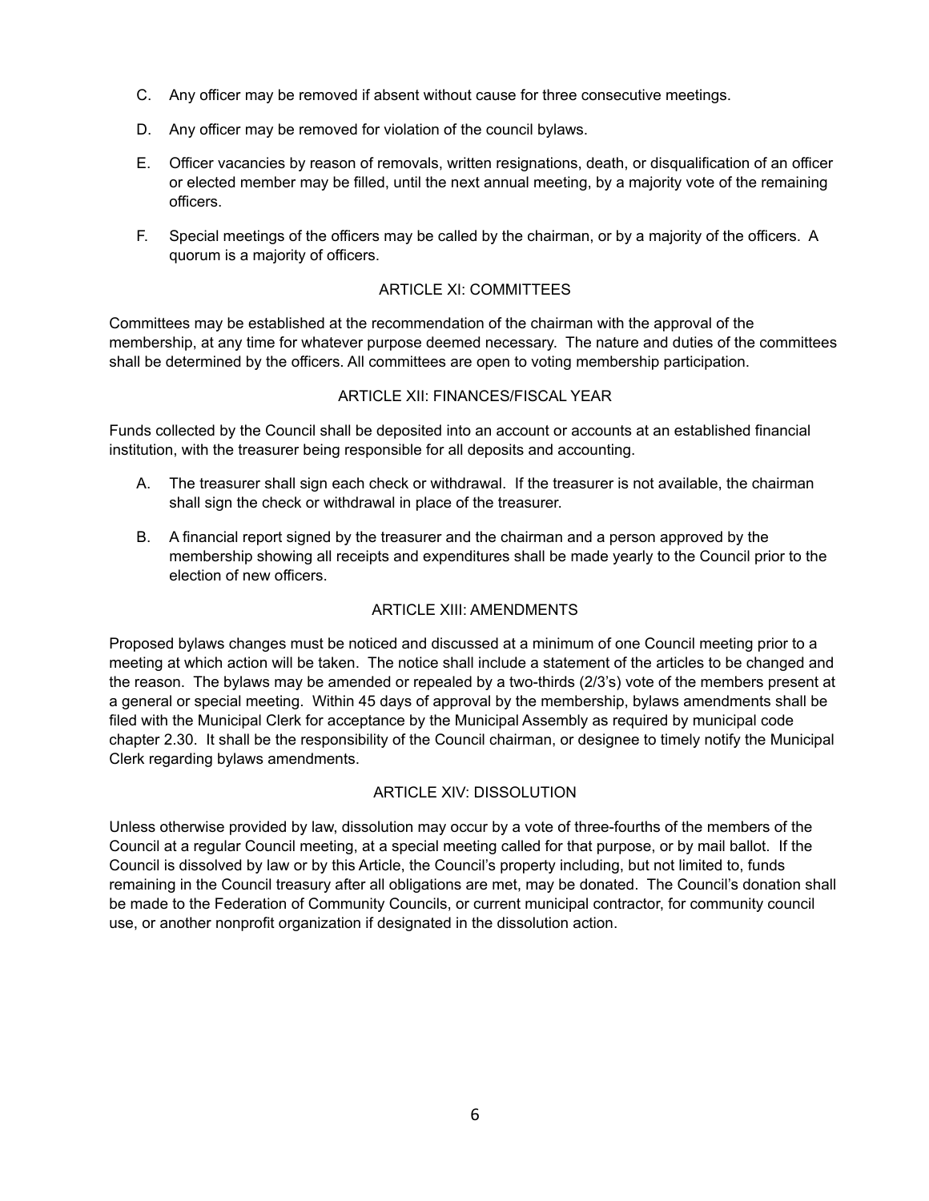C. Any officer may be removed if absent without cause for three consecutive meetings.

D. Any officer may be removed for violation of the council bylaws.

E. Officer vacancies by reason of removals, written resignations, death, or disqualification of an officer or elected member may be filled, until the next annual meeting, by a majority vote of the remaining officers.

F. Special meetings of the officers may be called by the chairman, or by a majority of the officers. A quorum is a majority of officers.

## ARTICLE XI: COMMITTEES

Committees may be established at the recommendation of the chairman with the approval of the membership, at any time for whatever purpose deemed necessary. The nature and duties of the committees shall be determined by the officers. All committees are open to voting membership participation.

## ARTICLE XII: FINANCES/FISCAL YEAR

Funds collected by the Council shall be deposited into an account or accounts at an established financial institution, with the treasurer being responsible for all deposits and accounting.

A. The treasurer shall sign each check or withdrawal. If the treasurer is not available, the chairman shall sign the check or withdrawal in place of the treasurer.

B. A financial report signed by the treasurer and the chairman and a person approved by the membership showing all receipts and expenditures shall be made yearly to the Council prior to the election of new officers.

## ARTICLE XIII: AMENDMENTS

Proposed bylaws changes must be noticed and discussed at a minimum of one Council meeting prior to a meeting at which action will be taken. The notice shall include a statement of the articles to be changed and the reason. The bylaws may be amended or repealed by a two-thirds (2/3's) vote of the members present at a general or special meeting. Within 45 days of approval by the membership, bylaws amendments shall be filed with the Municipal Clerk for acceptance by the Municipal Assembly as required by municipal code chapter 2.30. It shall be the responsibility of the Council chairman, or designee to timely notify the Municipal Clerk regarding bylaws amendments.

## ARTICLE XIV: DISSOLUTION

Unless otherwise provided by law, dissolution may occur by a vote of three-fourths of the members of the Council at a regular Council meeting, at a special meeting called for that purpose, or by mail ballot. If the Council is dissolved by law or by this Article, the Council's property including, but not limited to, funds remaining in the Council treasury after all obligations are met, may be donated. The Council's donation shall be made to the Federation of Community Councils, or current municipal contractor, for community council use, or another nonprofit organization if designated in the dissolution action.